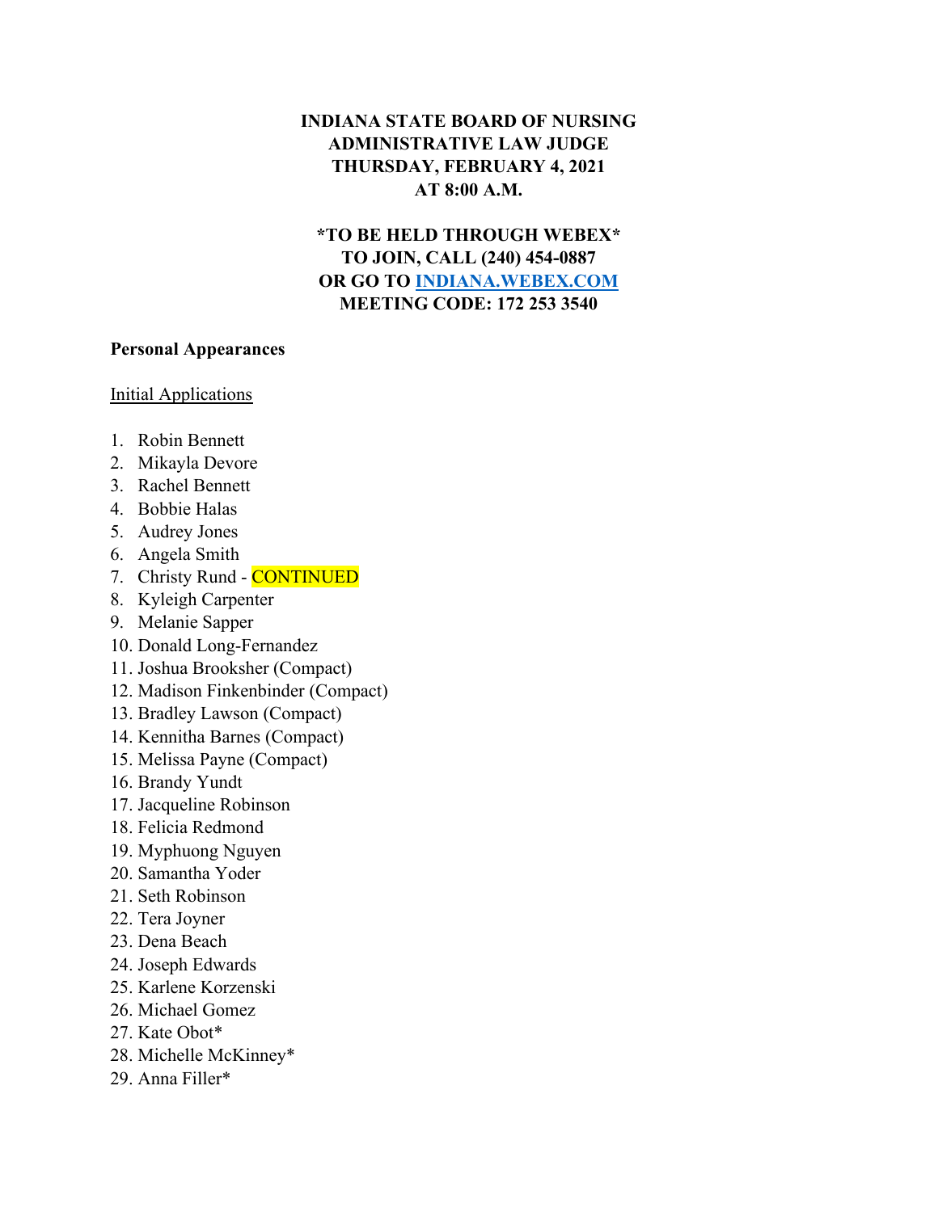**INDIANA STATE BOARD OF NURSING**
**ADMINISTRATIVE LAW JUDGE**
**THURSDAY, FEBRUARY 4, 2021**
**AT 8:00 A.M.**

**\*TO BE HELD THROUGH WEBEX\***
**TO JOIN, CALL (240) 454-0887**
**OR GO TO [INDIANA.WEBEX.COM](https://indiana.webex.com)**
**MEETING CODE: 172 253 3540**

**Personal Appearances**

<u>Initial Applications</u>

1. Robin Bennett
2. Mikayla Devore
3. Rachel Bennett
4. Bobbie Halas
5. Audrey Jones
6. Angela Smith
7. Christy Rund - CONTINUED
8. Kyleigh Carpenter
9. Melanie Sapper
10. Donald Long-Fernandez
11. Joshua Brooksher (Compact)
12. Madison Finkenbinder (Compact)
13. Bradley Lawson (Compact)
14. Kennitha Barnes (Compact)
15. Melissa Payne (Compact)
16. Brandy Yundt
17. Jacqueline Robinson
18. Felicia Redmond
19. Myphuong Nguyen
20. Samantha Yoder
21. Seth Robinson
22. Tera Joyner
23. Dena Beach
24. Joseph Edwards
25. Karlene Korzenski
26. Michael Gomez
27. Kate Obot*
28. Michelle McKinney*
29. Anna Filler*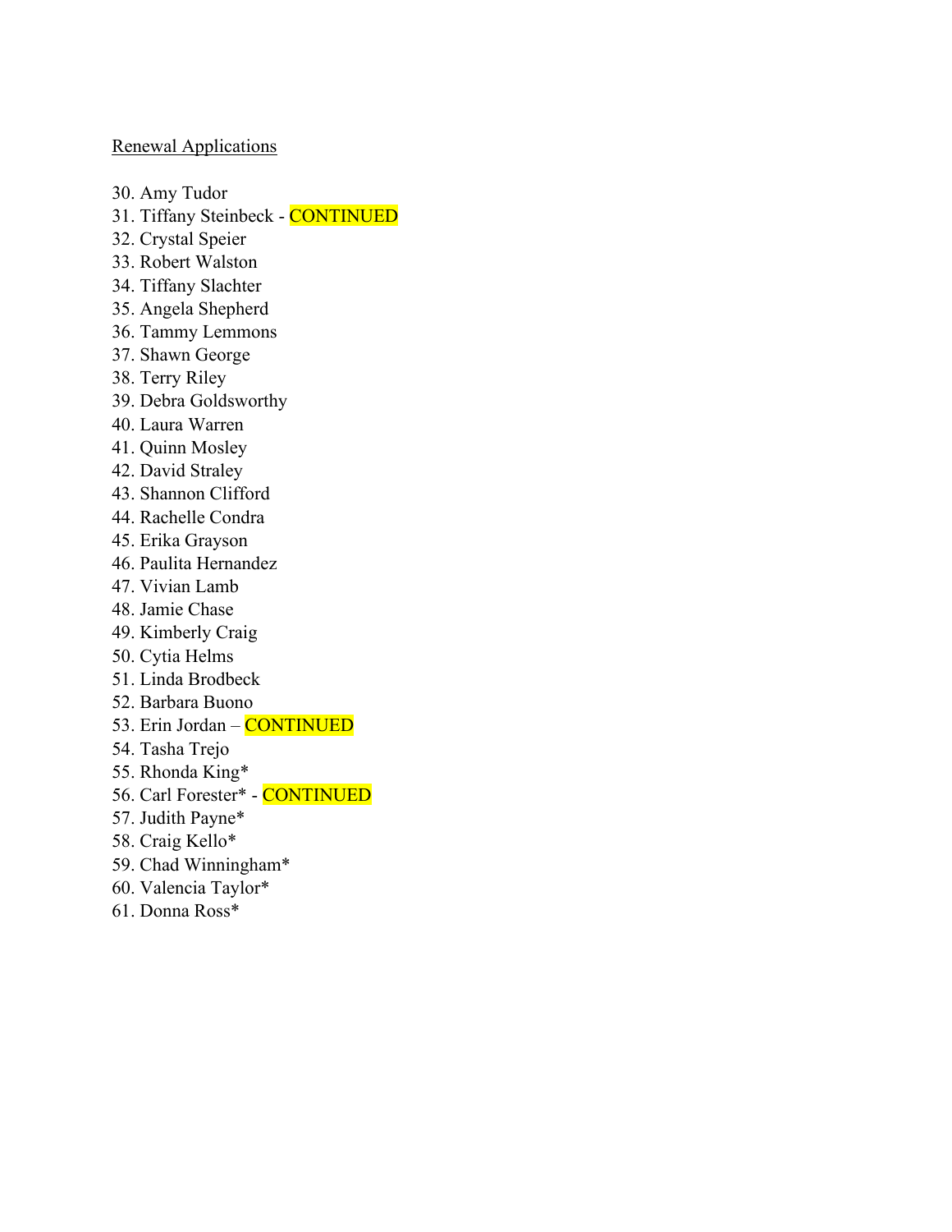Renewal Applications

30. Amy Tudor
31. Tiffany Steinbeck - CONTINUED
32. Crystal Speier
33. Robert Walston
34. Tiffany Slachter
35. Angela Shepherd
36. Tammy Lemmons
37. Shawn George
38. Terry Riley
39. Debra Goldsworthy
40. Laura Warren
41. Quinn Mosley
42. David Straley
43. Shannon Clifford
44. Rachelle Condra
45. Erika Grayson
46. Paulita Hernandez
47. Vivian Lamb
48. Jamie Chase
49. Kimberly Craig
50. Cytia Helms
51. Linda Brodbeck
52. Barbara Buono
53. Erin Jordan – CONTINUED
54. Tasha Trejo
55. Rhonda King*
56. Carl Forester* - CONTINUED
57. Judith Payne*
58. Craig Kello*
59. Chad Winningham*
60. Valencia Taylor*
61. Donna Ross*